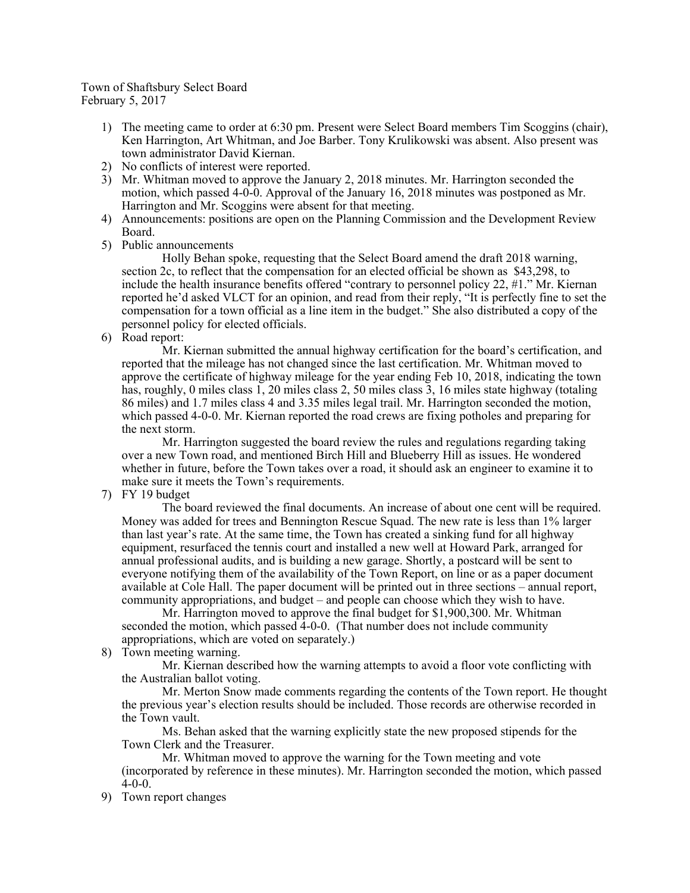Town of Shaftsbury Select Board
February 5, 2017

1) The meeting came to order at 6:30 pm. Present were Select Board members Tim Scoggins (chair), Ken Harrington, Art Whitman, and Joe Barber. Tony Krulikowski was absent. Also present was town administrator David Kiernan.
2) No conflicts of interest were reported.
3) Mr. Whitman moved to approve the January 2, 2018 minutes. Mr. Harrington seconded the motion, which passed 4-0-0. Approval of the January 16, 2018 minutes was postponed as Mr. Harrington and Mr. Scoggins were absent for that meeting.
4) Announcements: positions are open on the Planning Commission and the Development Review Board.
5) Public announcements

    Holly Behan spoke, requesting that the Select Board amend the draft 2018 warning, section 2c, to reflect that the compensation for an elected official be shown as $43,298, to include the health insurance benefits offered "contrary to personnel policy 22, #1." Mr. Kiernan reported he'd asked VLCT for an opinion, and read from their reply, "It is perfectly fine to set the compensation for a town official as a line item in the budget." She also distributed a copy of the personnel policy for elected officials.
6) Road report:

    Mr. Kiernan submitted the annual highway certification for the board's certification, and reported that the mileage has not changed since the last certification. Mr. Whitman moved to approve the certificate of highway mileage for the year ending Feb 10, 2018, indicating the town has, roughly, 0 miles class 1, 20 miles class 2, 50 miles class 3, 16 miles state highway (totaling 86 miles) and 1.7 miles class 4 and 3.35 miles legal trail. Mr. Harrington seconded the motion, which passed 4-0-0. Mr. Kiernan reported the road crews are fixing potholes and preparing for the next storm.

    Mr. Harrington suggested the board review the rules and regulations regarding taking over a new Town road, and mentioned Birch Hill and Blueberry Hill as issues. He wondered whether in future, before the Town takes over a road, it should ask an engineer to examine it to make sure it meets the Town's requirements.
7) FY 19 budget

    The board reviewed the final documents. An increase of about one cent will be required. Money was added for trees and Bennington Rescue Squad. The new rate is less than 1% larger than last year's rate. At the same time, the Town has created a sinking fund for all highway equipment, resurfaced the tennis court and installed a new well at Howard Park, arranged for annual professional audits, and is building a new garage. Shortly, a postcard will be sent to everyone notifying them of the availability of the Town Report, on line or as a paper document available at Cole Hall. The paper document will be printed out in three sections – annual report, community appropriations, and budget – and people can choose which they wish to have.

    Mr. Harrington moved to approve the final budget for $1,900,300. Mr. Whitman seconded the motion, which passed 4-0-0. (That number does not include community appropriations, which are voted on separately.)
8) Town meeting warning.

    Mr. Kiernan described how the warning attempts to avoid a floor vote conflicting with the Australian ballot voting.

    Mr. Merton Snow made comments regarding the contents of the Town report. He thought the previous year's election results should be included. Those records are otherwise recorded in the Town vault.

    Ms. Behan asked that the warning explicitly state the new proposed stipends for the Town Clerk and the Treasurer.

    Mr. Whitman moved to approve the warning for the Town meeting and vote (incorporated by reference in these minutes). Mr. Harrington seconded the motion, which passed 4-0-0.
9) Town report changes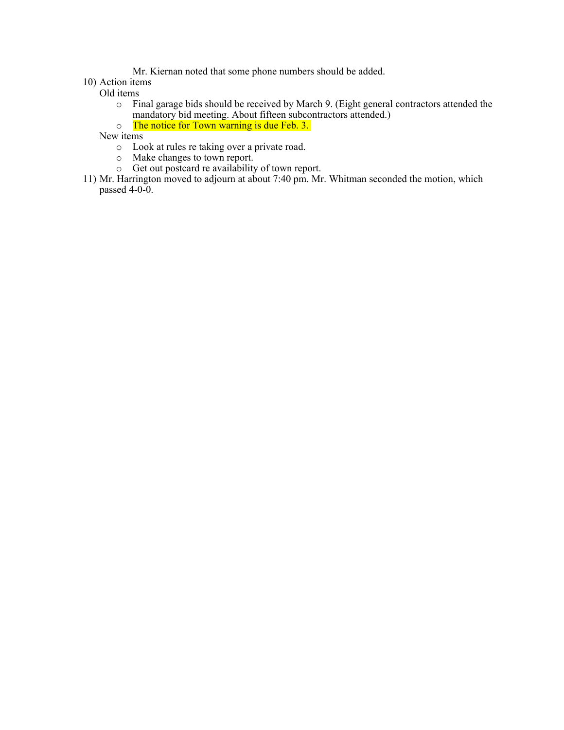Mr. Kiernan noted that some phone numbers should be added.

10) Action items

   Old items

   - Final garage bids should be received by March 9. (Eight general contractors attended the mandatory bid meeting. About fifteen subcontractors attended.)
   - The notice for Town warning is due Feb. 3.

   New items

   - Look at rules re taking over a private road.
   - Make changes to town report.
   - Get out postcard re availability of town report.

11) Mr. Harrington moved to adjourn at about 7:40 pm. Mr. Whitman seconded the motion, which passed 4-0-0.